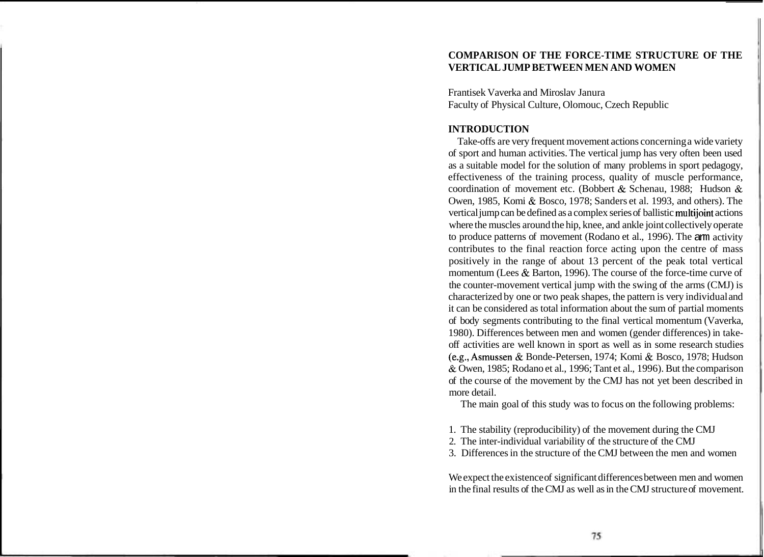# COMPARISON OF THE FORCE-TIME STRUCTURE OF THE VERTICAL JUMP BETWEEN MEN AND WOMEN

Frantisek Vaverka and Miroslav Janura
Faculty of Physical Culture, Olomouc, Czech Republic

## INTRODUCTION

Take-offs are very frequent movement actions concerning a wide variety of sport and human activities. The vertical jump has very often been used as a suitable model for the solution of many problems in sport pedagogy, effectiveness of the training process, quality of muscle performance, coordination of movement etc. (Bobbert & Schenau, 1988; Hudson & Owen, 1985, Komi & Bosco, 1978; Sanders et al. 1993, and others). The vertical jump can be defined as a complex series of ballistic multijoint actions where the muscles around the hip, knee, and ankle joint collectively operate to produce patterns of movement (Rodano et al., 1996). The arm activity contributes to the final reaction force acting upon the centre of mass positively in the range of about 13 percent of the peak total vertical momentum (Lees & Barton, 1996). The course of the force-time curve of the counter-movement vertical jump with the swing of the arms (CMJ) is characterized by one or two peak shapes, the pattern is very individual and it can be considered as total information about the sum of partial moments of body segments contributing to the final vertical momentum (Vaverka, 1980). Differences between men and women (gender differences) in take-off activities are well known in sport as well as in some research studies (e.g., Asmussen & Bonde-Petersen, 1974; Komi & Bosco, 1978; Hudson & Owen, 1985; Rodano et al., 1996; Tant et al., 1996). But the comparison of the course of the movement by the CMJ has not yet been described in more detail.

The main goal of this study was to focus on the following problems:

1. The stability (reproducibility) of the movement during the CMJ
2. The inter-individual variability of the structure of the CMJ
3. Differences in the structure of the CMJ between the men and women

We expect the existence of significant differences between men and women in the final results of the CMJ as well as in the CMJ structure of movement.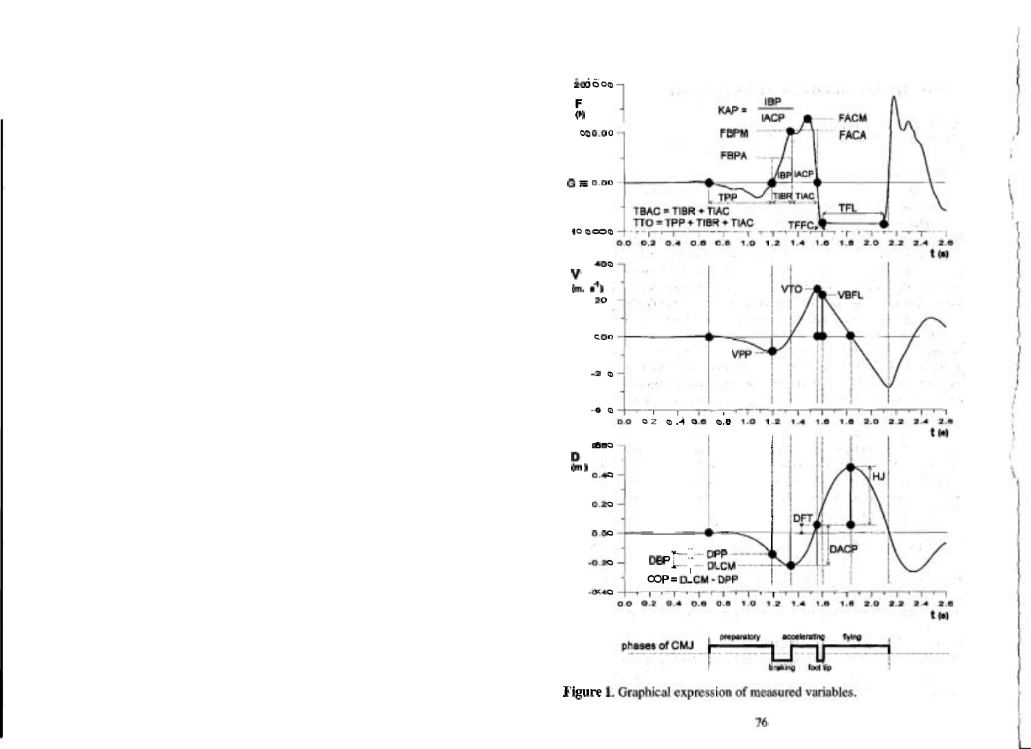**Figure 1.** Graphical expression of measured variables.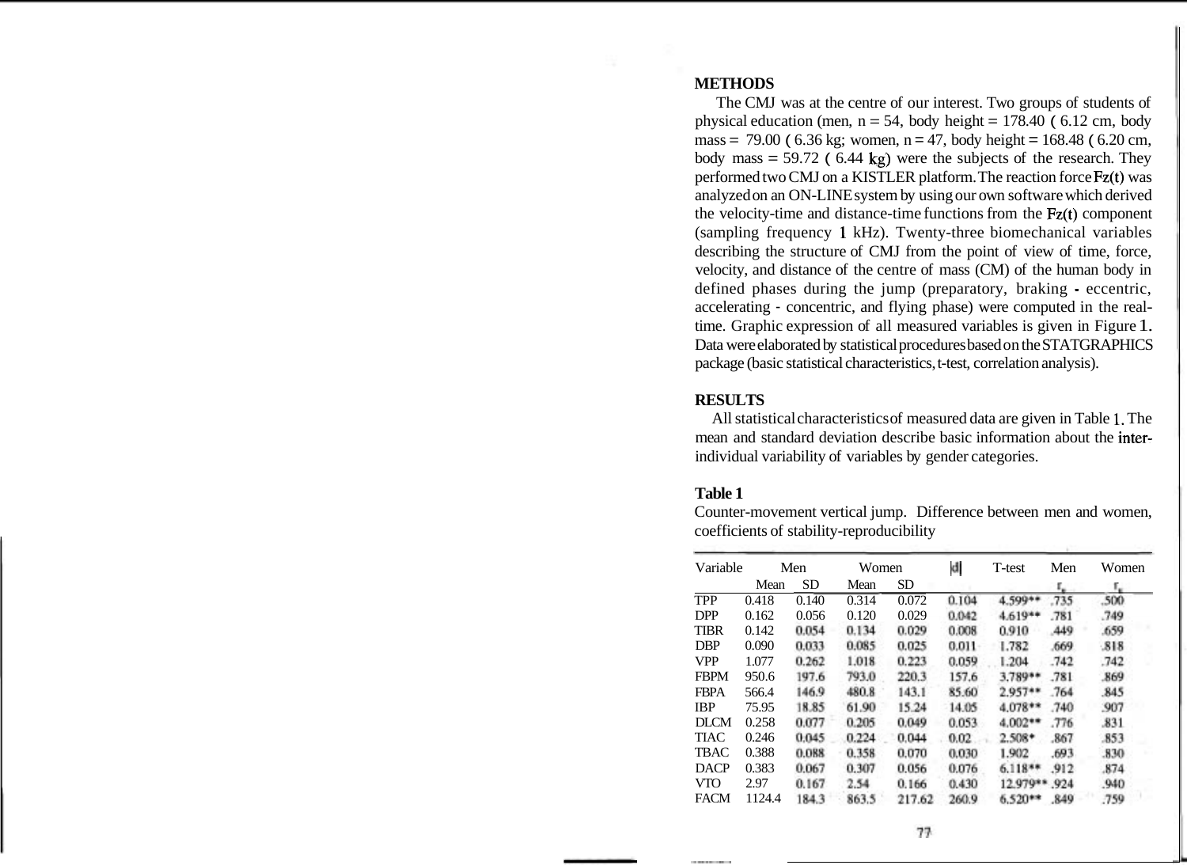## METHODS

The CMJ was at the centre of our interest. Two groups of students of physical education (men, n = 54, body height = 178.40 ( 6.12 cm, body mass = 79.00 ( 6.36 kg; women, n = 47, body height = 168.48 ( 6.20 cm, body mass = 59.72 ( 6.44 kg) were the subjects of the research. They performed two CMJ on a KISTLER platform. The reaction force Fz(t) was analyzed on an ON-LINE system by using our own software which derived the velocity-time and distance-time functions from the Fz(t) component (sampling frequency 1 kHz). Twenty-three biomechanical variables describing the structure of CMJ from the point of view of time, force, velocity, and distance of the centre of mass (CM) of the human body in defined phases during the jump (preparatory, braking - eccentric, accelerating - concentric, and flying phase) were computed in the real-time. Graphic expression of all measured variables is given in Figure 1. Data were elaborated by statistical procedures based on the STATGRAPHICS package (basic statistical characteristics, t-test, correlation analysis).

## RESULTS

All statistical characteristics of measured data are given in Table 1. The mean and standard deviation describe basic information about the inter-individual variability of variables by gender categories.

**Table 1**

Counter-movement vertical jump. Difference between men and women, coefficients of stability-reproducibility

| Variable | Men | | Women | | \|d\| | T-test | Men | Women |
|---|---|---|---|---|---|---|---|---|
| | Mean | SD | Mean | SD | | | $r_e$ | $r_e$ |
| TPP | 0.418 | 0.140 | 0.314 | 0.072 | 0.104 | 4.599** | .735 | .500 |
| DPP | 0.162 | 0.056 | 0.120 | 0.029 | 0.042 | 4.619** | .781 | .749 |
| TIBR | 0.142 | 0.054 | 0.134 | 0.029 | 0.008 | 0.910 | .449 | .659 |
| DBP | 0.090 | 0.033 | 0.085 | 0.025 | 0.011 | 1.782 | .669 | .818 |
| VPP | 1.077 | 0.262 | 1.018 | 0.223 | 0.059 | 1.204 | .742 | .742 |
| FBPM | 950.6 | 197.6 | 793.0 | 220.3 | 157.6 | 3.789** | .781 | .869 |
| FBPA | 566.4 | 146.9 | 480.8 | 143.1 | 85.60 | 2.957** | .764 | .845 |
| IBP | 75.95 | 18.85 | 61.90 | 15.24 | 14.05 | 4.078** | .740 | .907 |
| DLCM | 0.258 | 0.077 | 0.205 | 0.049 | 0.053 | 4.002** | .776 | .831 |
| TIAC | 0.246 | 0.045 | 0.224 | 0.044 | 0.02 | 2.508* | .867 | .853 |
| TBAC | 0.388 | 0.088 | 0.358 | 0.070 | 0.030 | 1.902 | .693 | .830 |
| DACP | 0.383 | 0.067 | 0.307 | 0.056 | 0.076 | 6.118** | .912 | .874 |
| VTO | 2.97 | 0.167 | 2.54 | 0.166 | 0.430 | 12.979** | .924 | .940 |
| FACM | 1124.4 | 184.3 | 863.5 | 217.62 | 260.9 | 6.520** | .849 | .759 |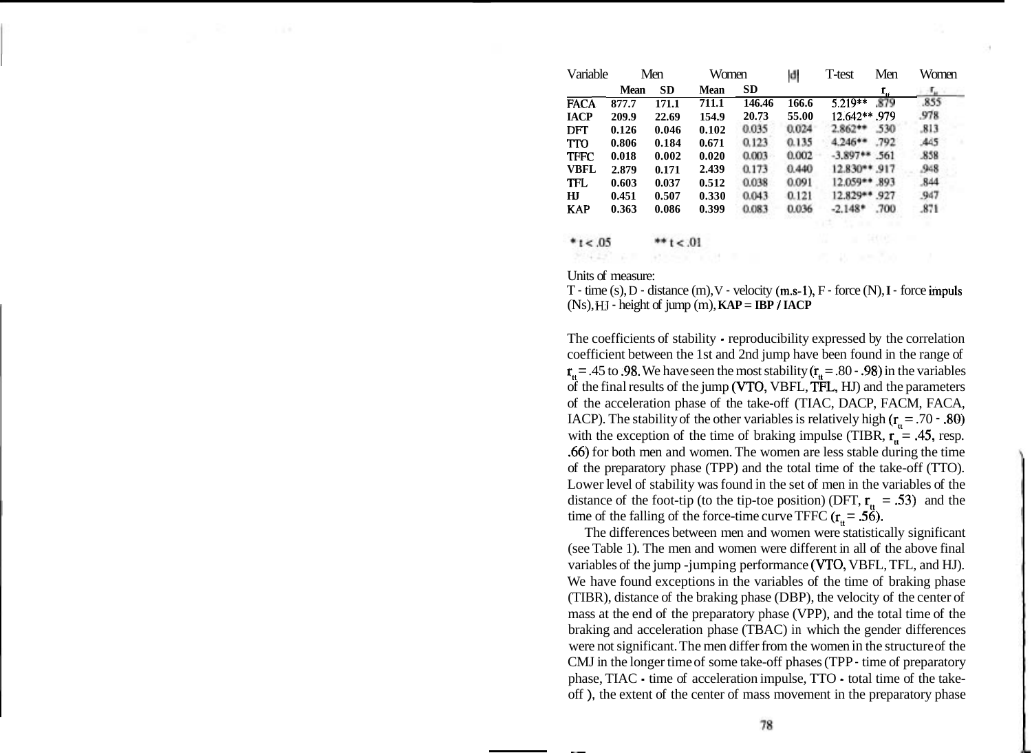| Variable | Men | | Women | | \|d\| | T-test | Men | Women |
|---|---|---|---|---|---|---|---|---|
| | Mean | SD | Mean | SD | | | $r_{tt}$ | $r_{tt}$ |
| FACA | 877.7 | 171.1 | 711.1 | 146.46 | 166.6 | 5.219** | .879 | .855 |
| IACP | 209.9 | 22.69 | 154.9 | 20.73 | 55.00 | 12.642** | .979 | .978 |
| DFT | 0.126 | 0.046 | 0.102 | 0.035 | 0.024 | 2.862** | .530 | .813 |
| TTO | 0.806 | 0.184 | 0.671 | 0.123 | 0.135 | 4.246** | .792 | .445 |
| TFFC | 0.018 | 0.002 | 0.020 | 0.003 | 0.002 | -3.897** | .561 | .858 |
| VBFL | 2.879 | 0.171 | 2.439 | 0.173 | 0.440 | 12.830** | .917 | .948 |
| TFL | 0.603 | 0.037 | 0.512 | 0.038 | 0.091 | 12.059** | .893 | .844 |
| HJ | 0.451 | 0.507 | 0.330 | 0.043 | 0.121 | 12.829** | .927 | .947 |
| KAP | 0.363 | 0.086 | 0.399 | 0.083 | 0.036 | -2.148* | .700 | .871 |

* $t < .05$ ** $t < .01$

Units of measure:
T - time (s), D - distance (m), V - velocity (m.s-1), F - force (N), I - force impuls (Ns), HJ - height of jump (m), **KAP = IBP / IACP**

The coefficients of stability - reproducibility expressed by the correlation coefficient between the 1st and 2nd jump have been found in the range of $r_{tt}$ = .45 to .98. We have seen the most stability ($r_{tt}$ = .80 - .98) in the variables of the final results of the jump (VTO, VBFL, TFL, HJ) and the parameters of the acceleration phase of the take-off (TIAC, DACP, FACM, FACA, IACP). The stability of the other variables is relatively high ($r_{tt}$ = .70 - .80) with the exception of the time of braking impulse (TIBR, $r_{tt}$ = .45, resp. .66) for both men and women. The women are less stable during the time of the preparatory phase (TPP) and the total time of the take-off (TTO). Lower level of stability was found in the set of men in the variables of the distance of the foot-tip (to the tip-toe position) (DFT, $r_{tt}$ = .53) and the time of the falling of the force-time curve TFFC ($r_{tt}$ = .56).

The differences between men and women were statistically significant (see Table 1). The men and women were different in all of the above final variables of the jump -jumping performance (VTO, VBFL, TFL, and HJ). We have found exceptions in the variables of the time of braking phase (TIBR), distance of the braking phase (DBP), the velocity of the center of mass at the end of the preparatory phase (VPP), and the total time of the braking and acceleration phase (TBAC) in which the gender differences were not significant. The men differ from the women in the structure of the CMJ in the longer time of some take-off phases (TPP - time of preparatory phase, TIAC - time of acceleration impulse, TTO - total time of the take-off ), the extent of the center of mass movement in the preparatory phase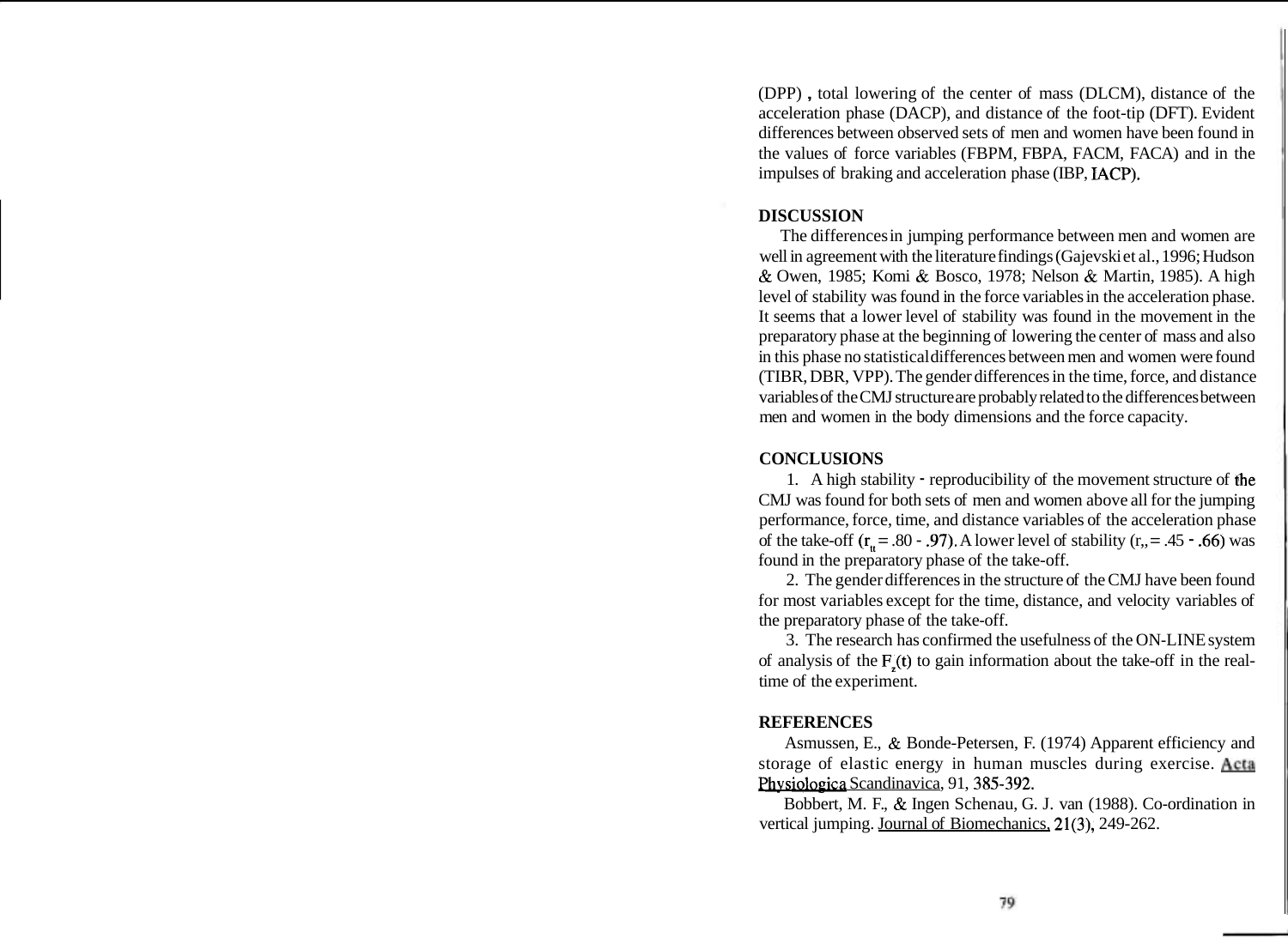(DPP) , total lowering of the center of mass (DLCM), distance of the acceleration phase (DACP), and distance of the foot-tip (DFT). Evident differences between observed sets of men and women have been found in the values of force variables (FBPM, FBPA, FACM, FACA) and in the impulses of braking and acceleration phase (IBP, IACP).

## DISCUSSION

The differences in jumping performance between men and women are well in agreement with the literature findings (Gajevski et al., 1996; Hudson & Owen, 1985; Komi & Bosco, 1978; Nelson & Martin, 1985). A high level of stability was found in the force variables in the acceleration phase. It seems that a lower level of stability was found in the movement in the preparatory phase at the beginning of lowering the center of mass and also in this phase no statistical differences between men and women were found (TIBR, DBR, VPP). The gender differences in the time, force, and distance variables of the CMJ structure are probably related to the differences between men and women in the body dimensions and the force capacity.

## CONCLUSIONS

1. A high stability - reproducibility of the movement structure of the CMJ was found for both sets of men and women above all for the jumping performance, force, time, and distance variables of the acceleration phase of the take-off ($r_{tt}$ = .80 - .97). A lower level of stability ($r_{tt}$ = .45 - .66) was found in the preparatory phase of the take-off.

2. The gender differences in the structure of the CMJ have been found for most variables except for the time, distance, and velocity variables of the preparatory phase of the take-off.

3. The research has confirmed the usefulness of the ON-LINE system of analysis of the $F_z(t)$ to gain information about the take-off in the real-time of the experiment.

## REFERENCES

Asmussen, E., & Bonde-Petersen, F. (1974) Apparent efficiency and storage of elastic energy in human muscles during exercise. Acta Physiologica Scandinavica, 91, 385-392.

Bobbert, M. F., & Ingen Schenau, G. J. van (1988). Co-ordination in vertical jumping. Journal of Biomechanics, 21(3), 249-262.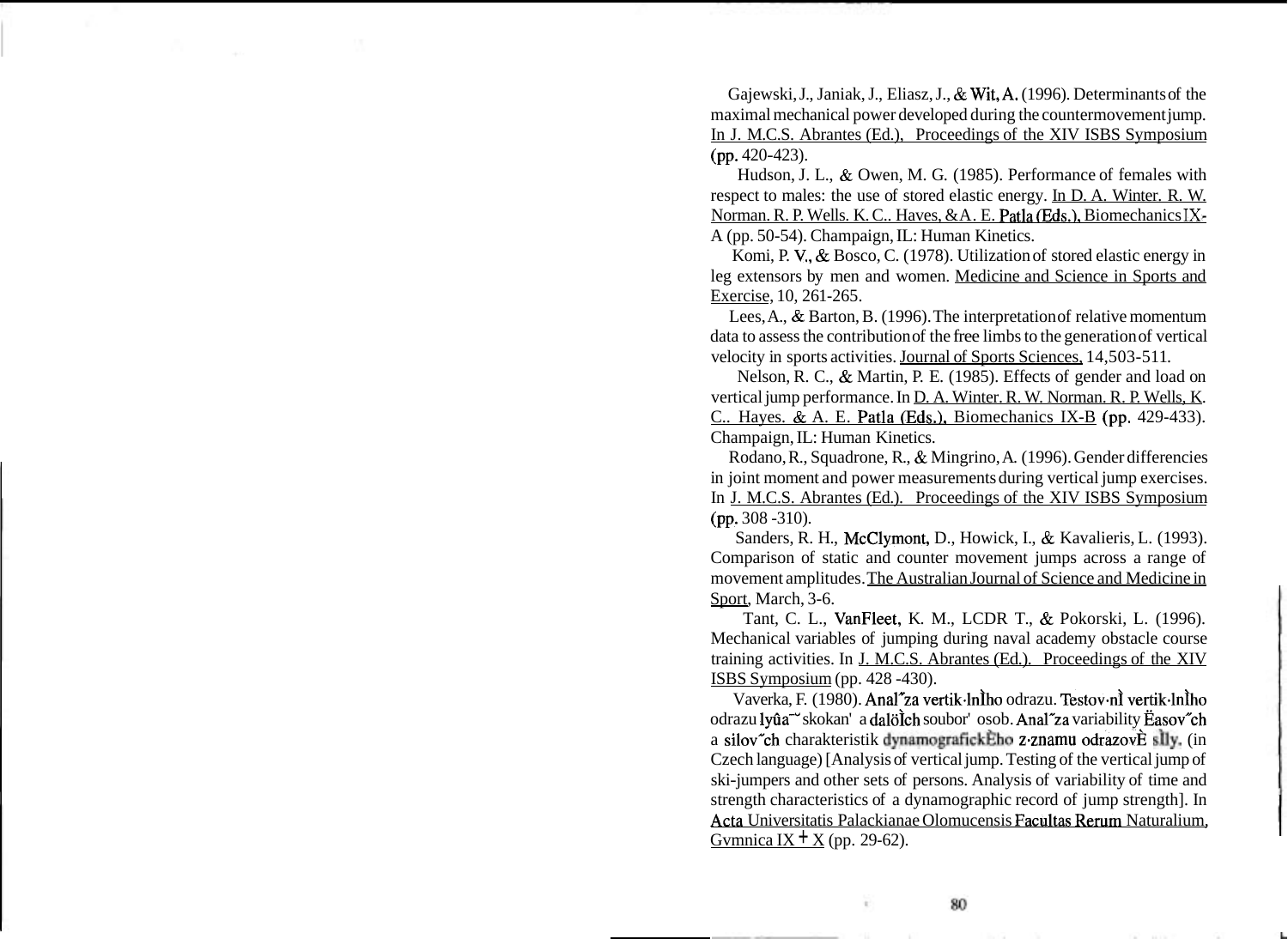Gajewski, J., Janiak, J., Eliasz, J., & Wit, A. (1996). Determinants of the maximal mechanical power developed during the countermovement jump. In J. M.C.S. Abrantes (Ed.), Proceedings of the XIV ISBS Symposium (pp. 420-423).

Hudson, J. L., & Owen, M. G. (1985). Performance of females with respect to males: the use of stored elastic energy. In D. A. Winter. R. W. Norman. R. P. Wells. K. C.. Haves, & A. E. Patla (Eds.), Biomechanics IX-A (pp. 50-54). Champaign, IL: Human Kinetics.

Komi, P. V., & Bosco, C. (1978). Utilization of stored elastic energy in leg extensors by men and women. Medicine and Science in Sports and Exercise, 10, 261-265.

Lees, A., & Barton, B. (1996). The interpretation of relative momentum data to assess the contribution of the free limbs to the generation of vertical velocity in sports activities. Journal of Sports Sciences, 14, 503-511.

Nelson, R. C., & Martin, P. E. (1985). Effects of gender and load on vertical jump performance. In D. A. Winter. R. W. Norman. R. P. Wells, K. C.. Hayes. & A. E. Patla (Eds.), Biomechanics IX-B (pp. 429-433). Champaign, IL: Human Kinetics.

Rodano, R., Squadrone, R., & Mingrino, A. (1996). Gender differencies in joint moment and power measurements during vertical jump exercises. In J. M.C.S. Abrantes (Ed.). Proceedings of the XIV ISBS Symposium (pp. 308 -310).

Sanders, R. H., McClymont, D., Howick, I., & Kavalieris, L. (1993). Comparison of static and counter movement jumps across a range of movement amplitudes. The Australian Journal of Science and Medicine in Sport, March, 3-6.

Tant, C. L., VanFleet, K. M., LCDR T., & Pokorski, L. (1996). Mechanical variables of jumping during naval academy obstacle course training activities. In J. M.C.S. Abrantes (Ed.). Proceedings of the XIV ISBS Symposium (pp. 428 -430).

Vaverka, F. (1980). Anal˝za vertik·lnÌho odrazu. Testov·nÌ vertik·lnÌho odrazu lyûa˜ skokan' a dalöÌch soubor' osob. Anal˝za variability Ëasov˝ch a silov˝ch charakteristik dynamografickÈho z·znamu odrazovÈ sÌly. (in Czech language) [Analysis of vertical jump. Testing of the vertical jump of ski-jumpers and other sets of persons. Analysis of variability of time and strength characteristics of a dynamographic record of jump strength]. In Acta Universitatis Palackianae Olomucensis Facultas Rerum Naturalium, Gvmnica IX + X (pp. 29-62).